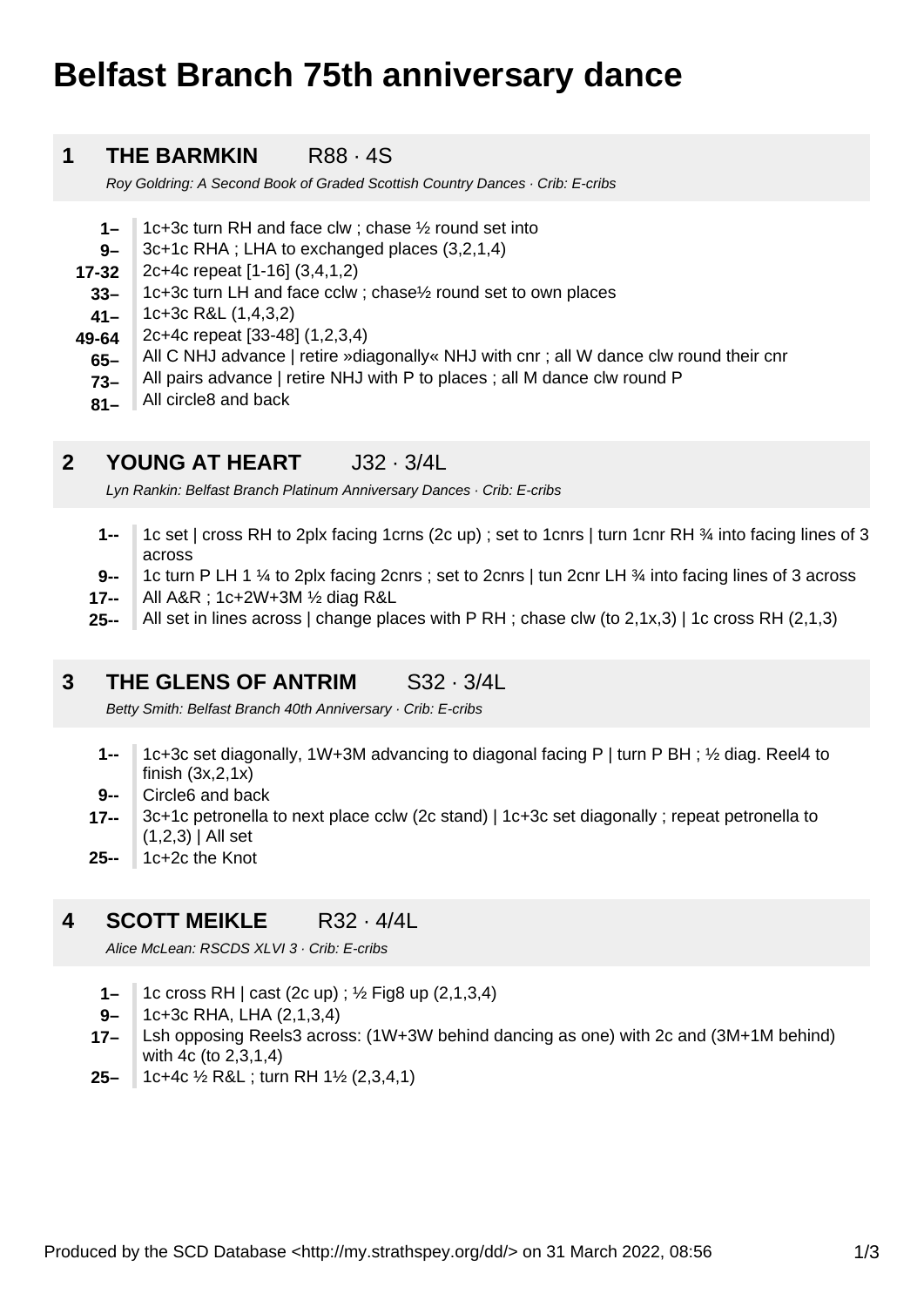# Belfast Branch 75th anniversary dance

## 1 THE BARMKIN R88 · 4S

*Roy Goldring: A Second Book of Graded Scottish Country Dances · Crib: E-cribs*

| | |
|---|---|
| **1–** | 1c+3c turn RH and face clw ; chase ½ round set into |
| **9–** | 3c+1c RHA ; LHA to exchanged places (3,2,1,4) |
| **17-32** | 2c+4c repeat [1-16] (3,4,1,2) |
| **33–** | 1c+3c turn LH and face cclw ; chase½ round set to own places |
| **41–** | 1c+3c R&L (1,4,3,2) |
| **49-64** | 2c+4c repeat [33-48] (1,2,3,4) |
| **65–** | All C NHJ advance \| retire »diagonally« NHJ with cnr ; all W dance clw round their cnr |
| **73–** | All pairs advance \| retire NHJ with P to places ; all M dance clw round P |
| **81–** | All circle8 and back |

## 2 YOUNG AT HEART J32 · 3/4L

*Lyn Rankin: Belfast Branch Platinum Anniversary Dances · Crib: E-cribs*

| | |
|---|---|
| **1--** | 1c set \| cross RH to 2plx facing 1crns (2c up) ; set to 1cnrs \| turn 1cnr RH ¾ into facing lines of 3 across |
| **9--** | 1c turn P LH 1 ¼ to 2plx facing 2cnrs ; set to 2cnrs \| tun 2cnr LH ¾ into facing lines of 3 across |
| **17--** | All A&R ; 1c+2W+3M ½ diag R&L |
| **25--** | All set in lines across \| change places with P RH ; chase clw (to 2,1x,3) \| 1c cross RH (2,1,3) |

## 3 THE GLENS OF ANTRIM S32 · 3/4L

*Betty Smith: Belfast Branch 40th Anniversary · Crib: E-cribs*

| | |
|---|---|
| **1--** | 1c+3c set diagonally, 1W+3M advancing to diagonal facing P \| turn P BH ; ½ diag. Reel4 to finish (3x,2,1x) |
| **9--** | Circle6 and back |
| **17--** | 3c+1c petronella to next place cclw (2c stand) \| 1c+3c set diagonally ; repeat petronella to (1,2,3) \| All set |
| **25--** | 1c+2c the Knot |

## 4 SCOTT MEIKLE R32 · 4/4L

*Alice McLean: RSCDS XLVI 3 · Crib: E-cribs*

| | |
|---|---|
| **1–** | 1c cross RH \| cast (2c up) ; ½ Fig8 up (2,1,3,4) |
| **9–** | 1c+3c RHA, LHA (2,1,3,4) |
| **17–** | Lsh opposing Reels3 across: (1W+3W behind dancing as one) with 2c and (3M+1M behind) with 4c (to 2,3,1,4) |
| **25–** | 1c+4c ½ R&L ; turn RH 1½ (2,3,4,1) |

Produced by the SCD Database <http://my.strathspey.org/dd/> on 31 March 2022, 08:56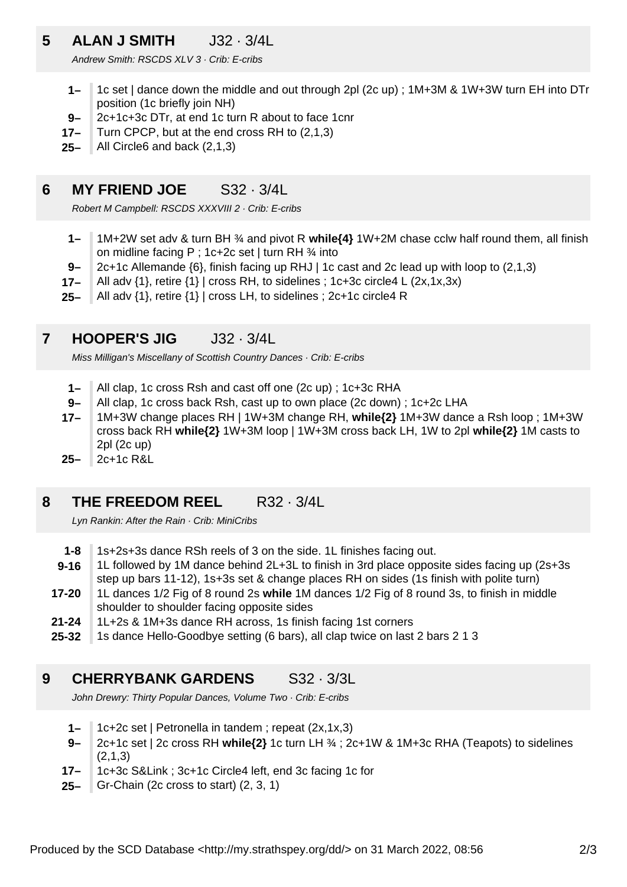## 5 ALAN J SMITH J32 · 3/4L

*Andrew Smith: RSCDS XLV 3 · Crib: E-cribs*

- **1–** 1c set | dance down the middle and out through 2pl (2c up) ; 1M+3M & 1W+3W turn EH into DTr position (1c briefly join NH)
- **9–** 2c+1c+3c DTr, at end 1c turn R about to face 1cnr
- **17–** Turn CPCP, but at the end cross RH to (2,1,3)
- **25–** All Circle6 and back (2,1,3)

## 6 MY FRIEND JOE S32 · 3/4L

*Robert M Campbell: RSCDS XXXVIII 2 · Crib: E-cribs*

- **1–** 1M+2W set adv & turn BH ¾ and pivot R **while{4}** 1W+2M chase cclw half round them, all finish on midline facing P ; 1c+2c set | turn RH ¾ into
- **9–** 2c+1c Allemande {6}, finish facing up RHJ | 1c cast and 2c lead up with loop to (2,1,3)
- **17–** All adv {1}, retire {1} | cross RH, to sidelines ; 1c+3c circle4 L (2x,1x,3x)
- **25–** All adv {1}, retire {1} | cross LH, to sidelines ; 2c+1c circle4 R

## 7 HOOPER'S JIG J32 · 3/4L

*Miss Milligan's Miscellany of Scottish Country Dances · Crib: E-cribs*

- **1–** All clap, 1c cross Rsh and cast off one (2c up) ; 1c+3c RHA
- **9–** All clap, 1c cross back Rsh, cast up to own place (2c down) ; 1c+2c LHA
- **17–** 1M+3W change places RH | 1W+3M change RH, **while{2}** 1M+3W dance a Rsh loop ; 1M+3W cross back RH **while{2}** 1W+3M loop | 1W+3M cross back LH, 1W to 2pl **while{2}** 1M casts to 2pl (2c up)
- **25–** 2c+1c R&L

## 8 THE FREEDOM REEL R32 · 3/4L

*Lyn Rankin: After the Rain · Crib: MiniCribs*

- **1-8** 1s+2s+3s dance RSh reels of 3 on the side. 1L finishes facing out.
- **9-16** 1L followed by 1M dance behind 2L+3L to finish in 3rd place opposite sides facing up (2s+3s step up bars 11-12), 1s+3s set & change places RH on sides (1s finish with polite turn)
- **17-20** 1L dances 1/2 Fig of 8 round 2s **while** 1M dances 1/2 Fig of 8 round 3s, to finish in middle shoulder to shoulder facing opposite sides
- **21-24** 1L+2s & 1M+3s dance RH across, 1s finish facing 1st corners
- **25-32** 1s dance Hello-Goodbye setting (6 bars), all clap twice on last 2 bars 2 1 3

## 9 CHERRYBANK GARDENS S32 · 3/3L

*John Drewry: Thirty Popular Dances, Volume Two · Crib: E-cribs*

- **1–** 1c+2c set | Petronella in tandem ; repeat (2x,1x,3)
- **9–** 2c+1c set | 2c cross RH **while{2}** 1c turn LH ¾ ; 2c+1W & 1M+3c RHA (Teapots) to sidelines (2,1,3)
- **17–** 1c+3c S&Link ; 3c+1c Circle4 left, end 3c facing 1c for
- **25–** Gr-Chain (2c cross to start) (2, 3, 1)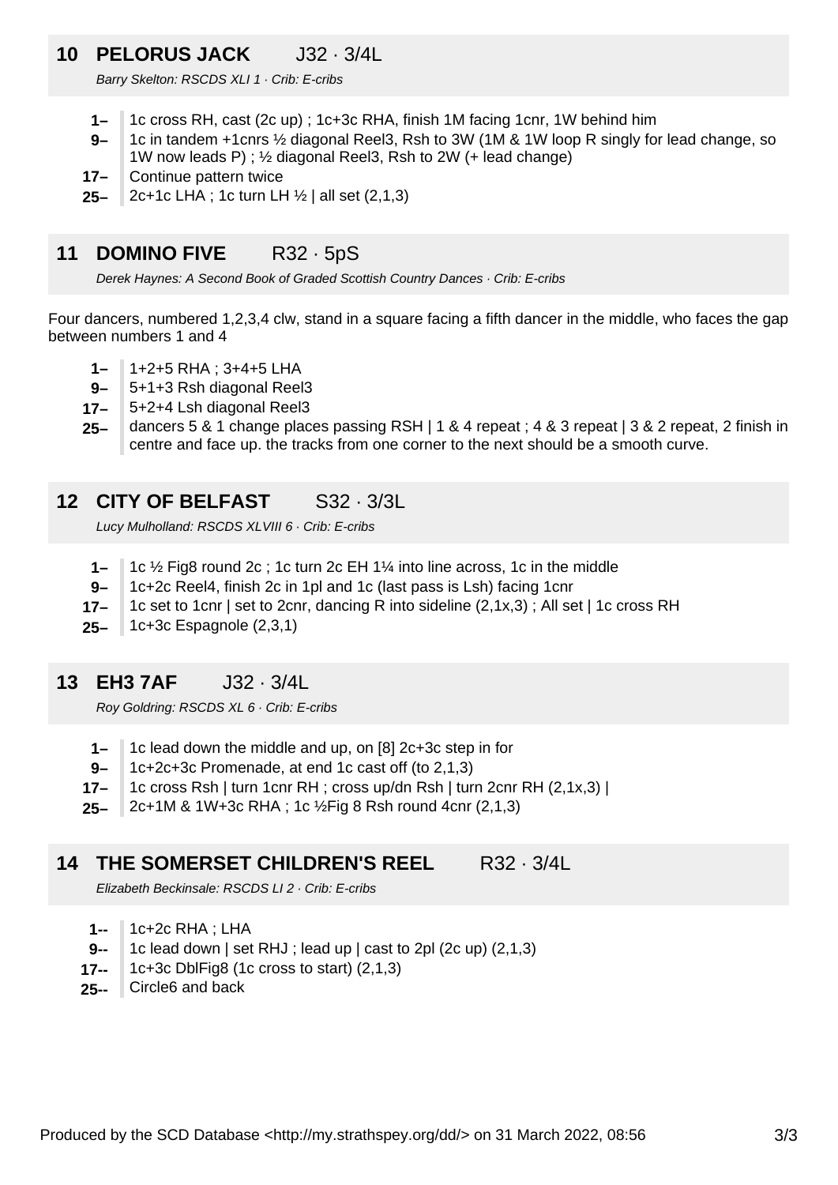## 10 PELORUS JACK J32 · 3/4L

*Barry Skelton: RSCDS XLI 1 · Crib: E-cribs*

- **1–** 1c cross RH, cast (2c up) ; 1c+3c RHA, finish 1M facing 1cnr, 1W behind him
- **9–** 1c in tandem +1cnrs ½ diagonal Reel3, Rsh to 3W (1M & 1W loop R singly for lead change, so 1W now leads P) ; ½ diagonal Reel3, Rsh to 2W (+ lead change)
- **17–** Continue pattern twice
- **25–** 2c+1c LHA ; 1c turn LH ½ | all set (2,1,3)

## 11 DOMINO FIVE R32 · 5pS

*Derek Haynes: A Second Book of Graded Scottish Country Dances · Crib: E-cribs*

Four dancers, numbered 1,2,3,4 clw, stand in a square facing a fifth dancer in the middle, who faces the gap between numbers 1 and 4

- **1–** 1+2+5 RHA ; 3+4+5 LHA
- **9–** 5+1+3 Rsh diagonal Reel3
- **17–** 5+2+4 Lsh diagonal Reel3
- **25–** dancers 5 & 1 change places passing RSH | 1 & 4 repeat ; 4 & 3 repeat | 3 & 2 repeat, 2 finish in centre and face up. the tracks from one corner to the next should be a smooth curve.

## 12 CITY OF BELFAST S32 · 3/3L

*Lucy Mulholland: RSCDS XLVIII 6 · Crib: E-cribs*

- **1–** 1c ½ Fig8 round 2c ; 1c turn 2c EH 1¼ into line across, 1c in the middle
- **9–** 1c+2c Reel4, finish 2c in 1pl and 1c (last pass is Lsh) facing 1cnr
- **17–** 1c set to 1cnr | set to 2cnr, dancing R into sideline (2,1x,3) ; All set | 1c cross RH
- **25–** 1c+3c Espagnole (2,3,1)

## 13 EH3 7AF J32 · 3/4L

*Roy Goldring: RSCDS XL 6 · Crib: E-cribs*

- **1–** 1c lead down the middle and up, on [8] 2c+3c step in for
- **9–** 1c+2c+3c Promenade, at end 1c cast off (to 2,1,3)
- **17–** 1c cross Rsh | turn 1cnr RH ; cross up/dn Rsh | turn 2cnr RH (2,1x,3) |
- **25–** 2c+1M & 1W+3c RHA ; 1c ½Fig 8 Rsh round 4cnr (2,1,3)

## 14 THE SOMERSET CHILDREN'S REEL R32 · 3/4L

*Elizabeth Beckinsale: RSCDS LI 2 · Crib: E-cribs*

- **1--** 1c+2c RHA ; LHA
- **9--** 1c lead down | set RHJ ; lead up | cast to 2pl (2c up) (2,1,3)
- **17--** 1c+3c DblFig8 (1c cross to start) (2,1,3)
- **25--** Circle6 and back

Produced by the SCD Database <http://my.strathspey.org/dd/> on 31 March 2022, 08:56